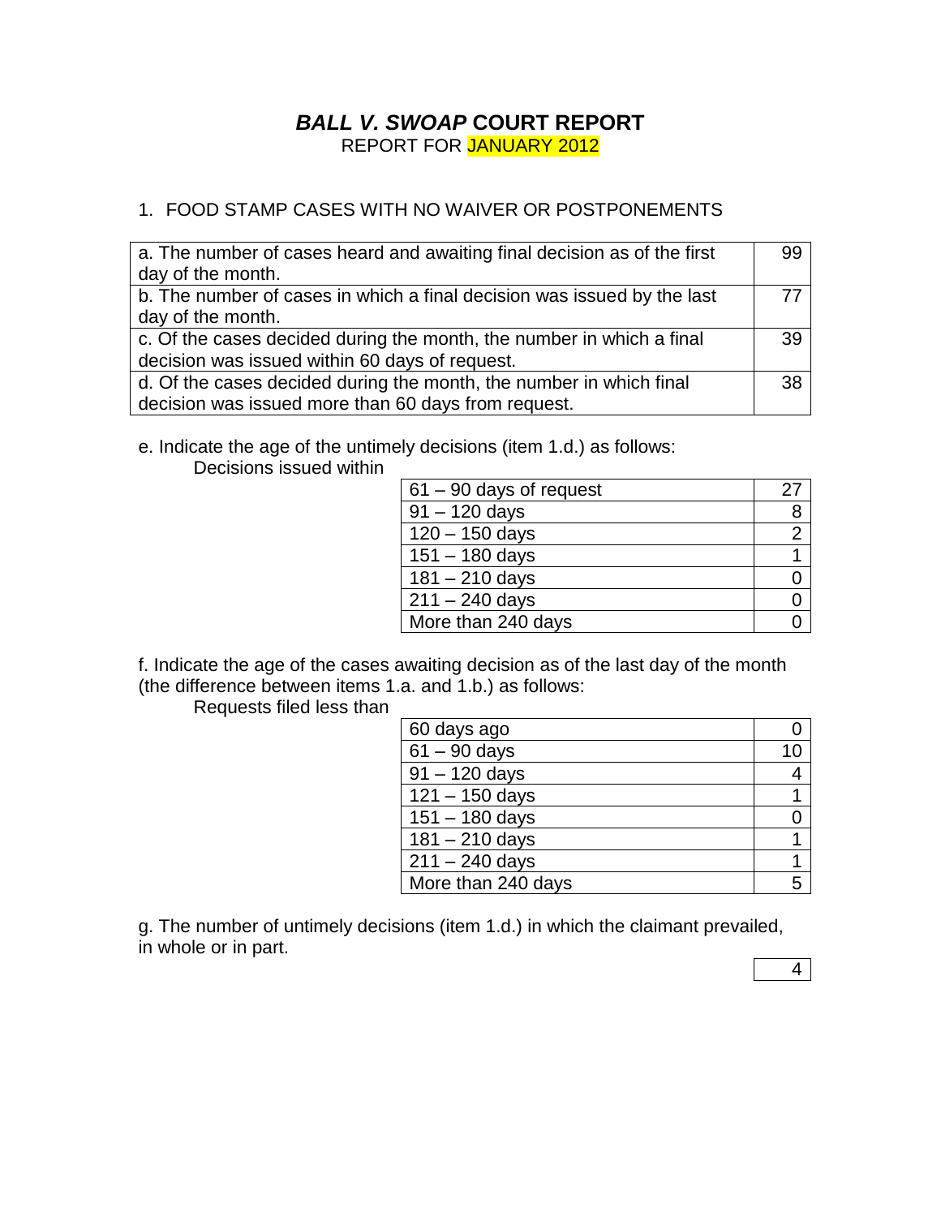# ***BALL V. SWOAP* COURT REPORT**

REPORT FOR JANUARY 2012

1. FOOD STAMP CASES WITH NO WAIVER OR POSTPONEMENTS

| | |
|---|---|
| a. The number of cases heard and awaiting final decision as of the first day of the month. | 99 |
| b. The number of cases in which a final decision was issued by the last day of the month. | 77 |
| c. Of the cases decided during the month, the number in which a final decision was issued within 60 days of request. | 39 |
| d. Of the cases decided during the month, the number in which final decision was issued more than 60 days from request. | 38 |

e. Indicate the age of the untimely decisions (item 1.d.) as follows:
Decisions issued within

| | |
|---|---|
| 61 – 90 days of request | 27 |
| 91 – 120 days | 8 |
| 120 – 150 days | 2 |
| 151 – 180 days | 1 |
| 181 – 210 days | 0 |
| 211 – 240 days | 0 |
| More than 240 days | 0 |

f. Indicate the age of the cases awaiting decision as of the last day of the month (the difference between items 1.a. and 1.b.) as follows:
Requests filed less than

| | |
|---|---|
| 60 days ago | 0 |
| 61 – 90 days | 10 |
| 91 – 120 days | 4 |
| 121 – 150 days | 1 |
| 151 – 180 days | 0 |
| 181 – 210 days | 1 |
| 211 – 240 days | 1 |
| More than 240 days | 5 |

g. The number of untimely decisions (item 1.d.) in which the claimant prevailed, in whole or in part.

| |
|---|
| 4 |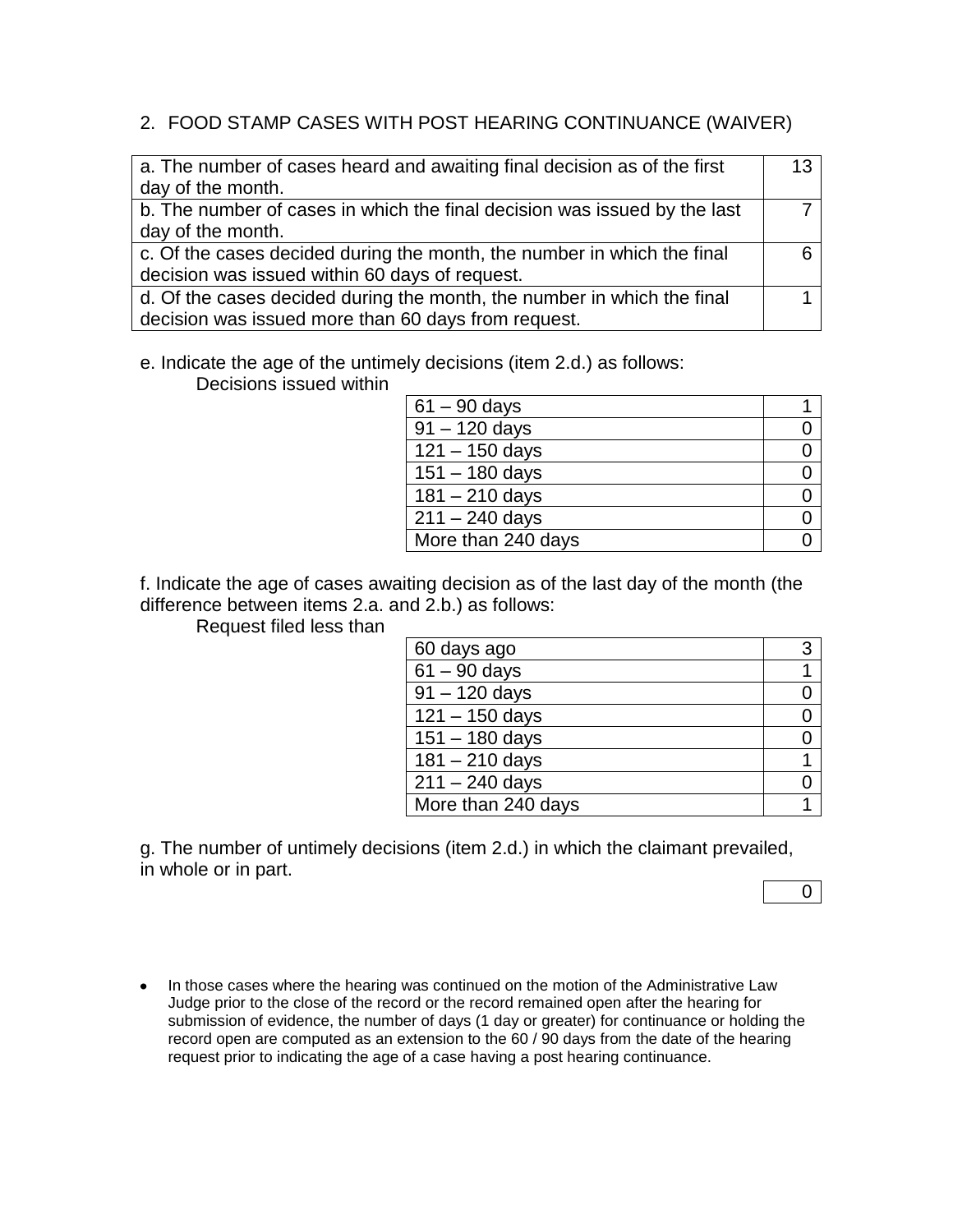## 2. FOOD STAMP CASES WITH POST HEARING CONTINUANCE (WAIVER)

| | |
|---|---|
| a. The number of cases heard and awaiting final decision as of the first day of the month. | 13 |
| b. The number of cases in which the final decision was issued by the last day of the month. | 7 |
| c. Of the cases decided during the month, the number in which the final decision was issued within 60 days of request. | 6 |
| d. Of the cases decided during the month, the number in which the final decision was issued more than 60 days from request. | 1 |

e. Indicate the age of the untimely decisions (item 2.d.) as follows:

Decisions issued within

| | |
|---|---|
| 61 – 90 days | 1 |
| 91 – 120 days | 0 |
| 121 – 150 days | 0 |
| 151 – 180 days | 0 |
| 181 – 210 days | 0 |
| 211 – 240 days | 0 |
| More than 240 days | 0 |

f. Indicate the age of cases awaiting decision as of the last day of the month (the difference between items 2.a. and 2.b.) as follows:

Request filed less than

| | |
|---|---|
| 60 days ago | 3 |
| 61 – 90 days | 1 |
| 91 – 120 days | 0 |
| 121 – 150 days | 0 |
| 151 – 180 days | 0 |
| 181 – 210 days | 1 |
| 211 – 240 days | 0 |
| More than 240 days | 1 |

g. The number of untimely decisions (item 2.d.) in which the claimant prevailed, in whole or in part.

| |
|---|
| 0 |

- In those cases where the hearing was continued on the motion of the Administrative Law Judge prior to the close of the record or the record remained open after the hearing for submission of evidence, the number of days (1 day or greater) for continuance or holding the record open are computed as an extension to the 60 / 90 days from the date of the hearing request prior to indicating the age of a case having a post hearing continuance.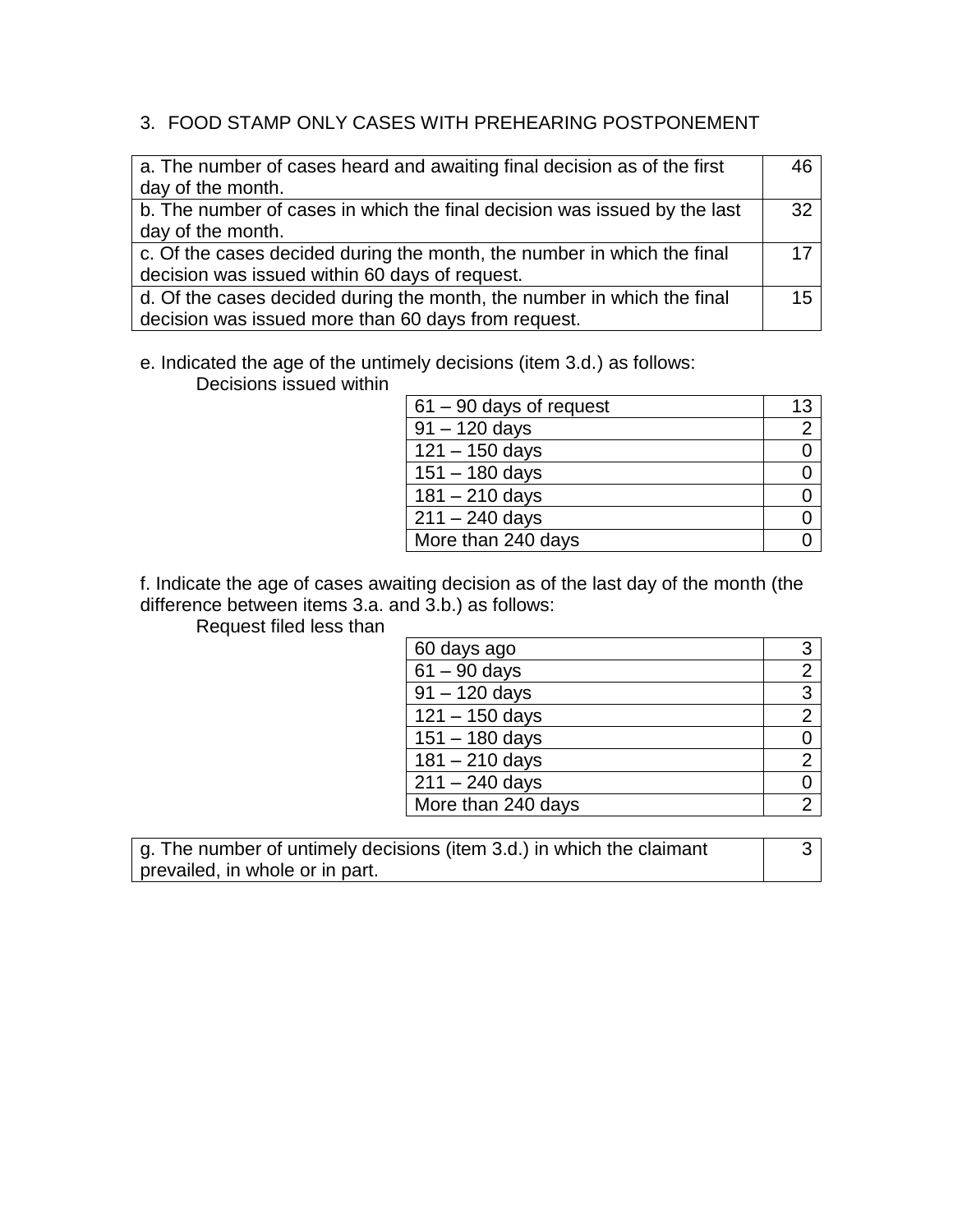3. FOOD STAMP ONLY CASES WITH PREHEARING POSTPONEMENT

| | |
|---|---|
| a. The number of cases heard and awaiting final decision as of the first day of the month. | 46 |
| b. The number of cases in which the final decision was issued by the last day of the month. | 32 |
| c. Of the cases decided during the month, the number in which the final decision was issued within 60 days of request. | 17 |
| d. Of the cases decided during the month, the number in which the final decision was issued more than 60 days from request. | 15 |

e. Indicated the age of the untimely decisions (item 3.d.) as follows:

Decisions issued within

| | |
|---|---|
| 61 – 90 days of request | 13 |
| 91 – 120 days | 2 |
| 121 – 150 days | 0 |
| 151 – 180 days | 0 |
| 181 – 210 days | 0 |
| 211 – 240 days | 0 |
| More than 240 days | 0 |

f. Indicate the age of cases awaiting decision as of the last day of the month (the difference between items 3.a. and 3.b.) as follows:

Request filed less than

| | |
|---|---|
| 60 days ago | 3 |
| 61 – 90 days | 2 |
| 91 – 120 days | 3 |
| 121 – 150 days | 2 |
| 151 – 180 days | 0 |
| 181 – 210 days | 2 |
| 211 – 240 days | 0 |
| More than 240 days | 2 |

| | |
|---|---|
| g. The number of untimely decisions (item 3.d.) in which the claimant prevailed, in whole or in part. | 3 |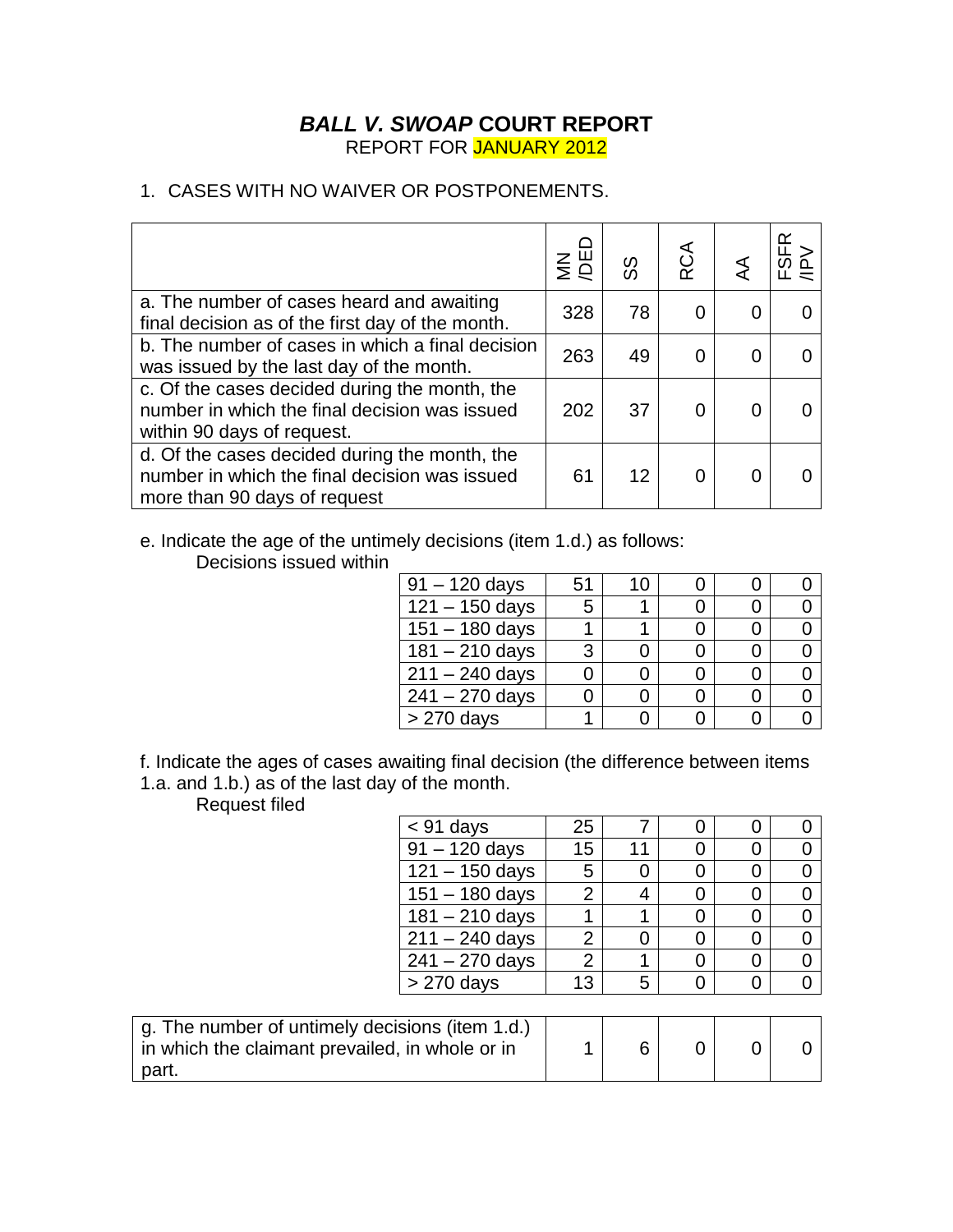# ***BALL V. SWOAP*** **COURT REPORT**

REPORT FOR JANUARY 2012

1. CASES WITH NO WAIVER OR POSTPONEMENTS.

| | MN /DED | SS | RCA | AA | FSFR /IPV |
|---|---|---|---|---|---|
| a. The number of cases heard and awaiting final decision as of the first day of the month. | 328 | 78 | 0 | 0 | 0 |
| b. The number of cases in which a final decision was issued by the last day of the month. | 263 | 49 | 0 | 0 | 0 |
| c. Of the cases decided during the month, the number in which the final decision was issued within 90 days of request. | 202 | 37 | 0 | 0 | 0 |
| d. Of the cases decided during the month, the number in which the final decision was issued more than 90 days of request | 61 | 12 | 0 | 0 | 0 |

e. Indicate the age of the untimely decisions (item 1.d.) as follows:

Decisions issued within

| | MN /DED | SS | RCA | AA | FSFR /IPV |
|---|---|---|---|---|---|
| 91 – 120 days | 51 | 10 | 0 | 0 | 0 |
| 121 – 150 days | 5 | 1 | 0 | 0 | 0 |
| 151 – 180 days | 1 | 1 | 0 | 0 | 0 |
| 181 – 210 days | 3 | 0 | 0 | 0 | 0 |
| 211 – 240 days | 0 | 0 | 0 | 0 | 0 |
| 241 – 270 days | 0 | 0 | 0 | 0 | 0 |
| > 270 days | 1 | 0 | 0 | 0 | 0 |

f. Indicate the ages of cases awaiting final decision (the difference between items 1.a. and 1.b.) as of the last day of the month.

Request filed

| | MN /DED | SS | RCA | AA | FSFR /IPV |
|---|---|---|---|---|---|
| < 91 days | 25 | 7 | 0 | 0 | 0 |
| 91 – 120 days | 15 | 11 | 0 | 0 | 0 |
| 121 – 150 days | 5 | 0 | 0 | 0 | 0 |
| 151 – 180 days | 2 | 4 | 0 | 0 | 0 |
| 181 – 210 days | 1 | 1 | 0 | 0 | 0 |
| 211 – 240 days | 2 | 0 | 0 | 0 | 0 |
| 241 – 270 days | 2 | 1 | 0 | 0 | 0 |
| > 270 days | 13 | 5 | 0 | 0 | 0 |

| | MN /DED | SS | RCA | AA | FSFR /IPV |
|---|---|---|---|---|---|
| g. The number of untimely decisions (item 1.d.) in which the claimant prevailed, in whole or in part. | 1 | 6 | 0 | 0 | 0 |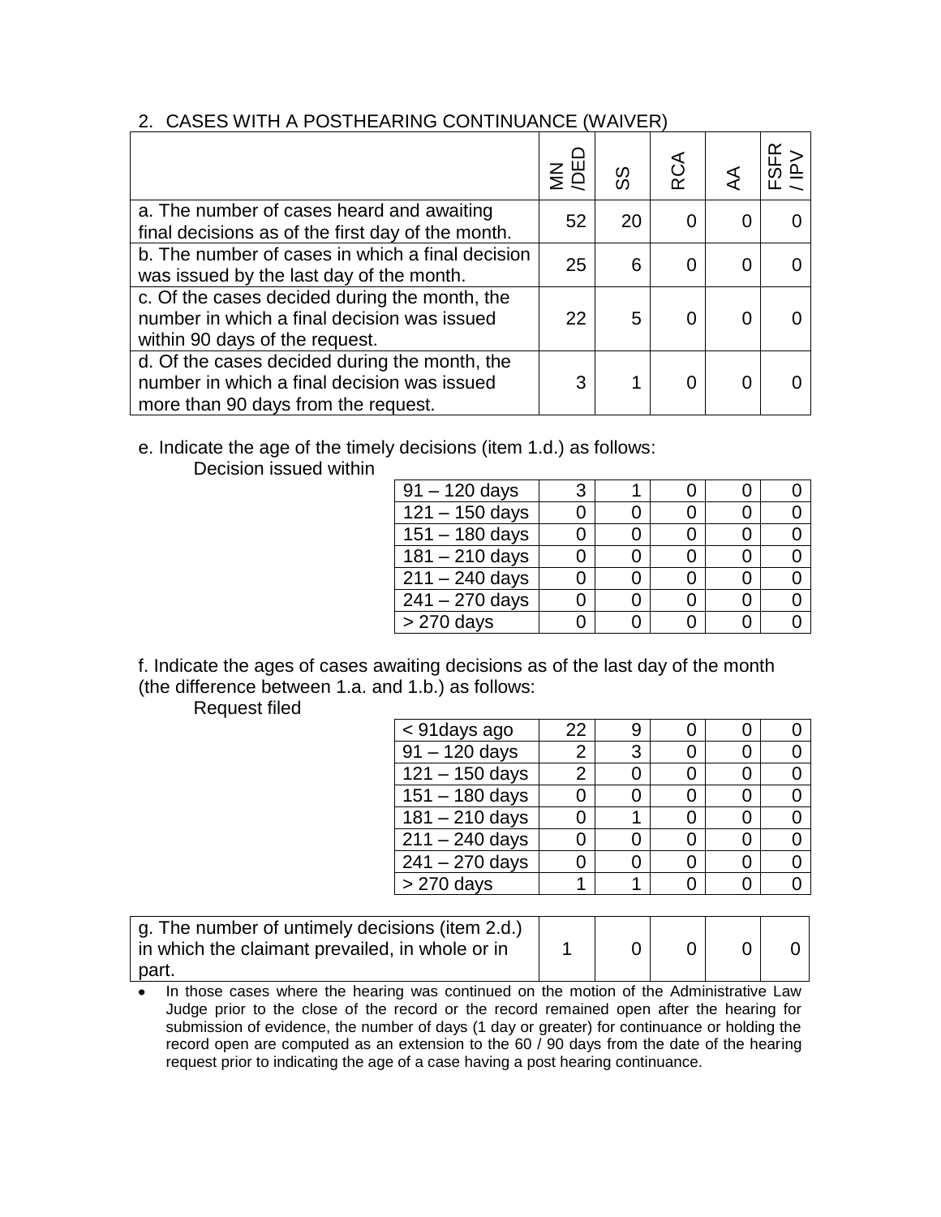## 2. CASES WITH A POSTHEARING CONTINUANCE (WAIVER)

| | MN /DED | SS | RCA | AA | FSFR / IPV |
|---|---|---|---|---|---|
| a. The number of cases heard and awaiting final decisions as of the first day of the month. | 52 | 20 | 0 | 0 | 0 |
| b. The number of cases in which a final decision was issued by the last day of the month. | 25 | 6 | 0 | 0 | 0 |
| c. Of the cases decided during the month, the number in which a final decision was issued within 90 days of the request. | 22 | 5 | 0 | 0 | 0 |
| d. Of the cases decided during the month, the number in which a final decision was issued more than 90 days from the request. | 3 | 1 | 0 | 0 | 0 |

e. Indicate the age of the timely decisions (item 1.d.) as follows:

Decision issued within

| | MN /DED | SS | RCA | AA | FSFR / IPV |
|---|---|---|---|---|---|
| 91 – 120 days | 3 | 1 | 0 | 0 | 0 |
| 121 – 150 days | 0 | 0 | 0 | 0 | 0 |
| 151 – 180 days | 0 | 0 | 0 | 0 | 0 |
| 181 – 210 days | 0 | 0 | 0 | 0 | 0 |
| 211 – 240 days | 0 | 0 | 0 | 0 | 0 |
| 241 – 270 days | 0 | 0 | 0 | 0 | 0 |
| > 270 days | 0 | 0 | 0 | 0 | 0 |

f. Indicate the ages of cases awaiting decisions as of the last day of the month (the difference between 1.a. and 1.b.) as follows:

Request filed

| | MN /DED | SS | RCA | AA | FSFR / IPV |
|---|---|---|---|---|---|
| < 91days ago | 22 | 9 | 0 | 0 | 0 |
| 91 – 120 days | 2 | 3 | 0 | 0 | 0 |
| 121 – 150 days | 2 | 0 | 0 | 0 | 0 |
| 151 – 180 days | 0 | 0 | 0 | 0 | 0 |
| 181 – 210 days | 0 | 1 | 0 | 0 | 0 |
| 211 – 240 days | 0 | 0 | 0 | 0 | 0 |
| 241 – 270 days | 0 | 0 | 0 | 0 | 0 |
| > 270 days | 1 | 1 | 0 | 0 | 0 |

| | MN /DED | SS | RCA | AA | FSFR / IPV |
|---|---|---|---|---|---|
| g. The number of untimely decisions (item 2.d.) in which the claimant prevailed, in whole or in part. | 1 | 0 | 0 | 0 | 0 |

- In those cases where the hearing was continued on the motion of the Administrative Law Judge prior to the close of the record or the record remained open after the hearing for submission of evidence, the number of days (1 day or greater) for continuance or holding the record open are computed as an extension to the 60 / 90 days from the date of the hearing request prior to indicating the age of a case having a post hearing continuance.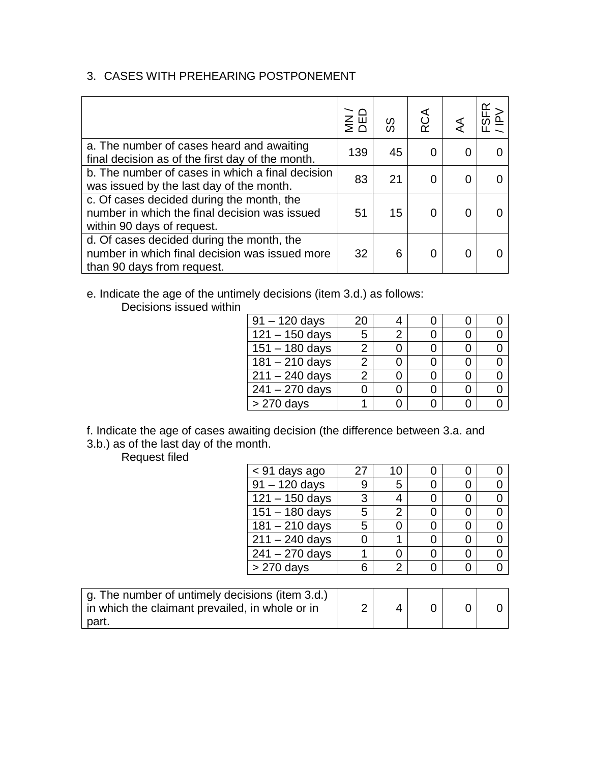3. CASES WITH PREHEARING POSTPONEMENT

| | MN / DED | SS | RCA | AA | FSFR / IPV |
|---|---|---|---|---|---|
| a. The number of cases heard and awaiting final decision as of the first day of the month. | 139 | 45 | 0 | 0 | 0 |
| b. The number of cases in which a final decision was issued by the last day of the month. | 83 | 21 | 0 | 0 | 0 |
| c. Of cases decided during the month, the number in which the final decision was issued within 90 days of request. | 51 | 15 | 0 | 0 | 0 |
| d. Of cases decided during the month, the number in which final decision was issued more than 90 days from request. | 32 | 6 | 0 | 0 | 0 |

e. Indicate the age of the untimely decisions (item 3.d.) as follows:

Decisions issued within

| | MN / DED | SS | RCA | AA | FSFR / IPV |
|---|---|---|---|---|---|
| 91 – 120 days | 20 | 4 | 0 | 0 | 0 |
| 121 – 150 days | 5 | 2 | 0 | 0 | 0 |
| 151 – 180 days | 2 | 0 | 0 | 0 | 0 |
| 181 – 210 days | 2 | 0 | 0 | 0 | 0 |
| 211 – 240 days | 2 | 0 | 0 | 0 | 0 |
| 241 – 270 days | 0 | 0 | 0 | 0 | 0 |
| > 270 days | 1 | 0 | 0 | 0 | 0 |

f. Indicate the age of cases awaiting decision (the difference between 3.a. and 3.b.) as of the last day of the month.

Request filed

| | MN / DED | SS | RCA | AA | FSFR / IPV |
|---|---|---|---|---|---|
| < 91 days ago | 27 | 10 | 0 | 0 | 0 |
| 91 – 120 days | 9 | 5 | 0 | 0 | 0 |
| 121 – 150 days | 3 | 4 | 0 | 0 | 0 |
| 151 – 180 days | 5 | 2 | 0 | 0 | 0 |
| 181 – 210 days | 5 | 0 | 0 | 0 | 0 |
| 211 – 240 days | 0 | 1 | 0 | 0 | 0 |
| 241 – 270 days | 1 | 0 | 0 | 0 | 0 |
| > 270 days | 6 | 2 | 0 | 0 | 0 |

| | MN / DED | SS | RCA | AA | FSFR / IPV |
|---|---|---|---|---|---|
| g. The number of untimely decisions (item 3.d.) in which the claimant prevailed, in whole or in part. | 2 | 4 | 0 | 0 | 0 |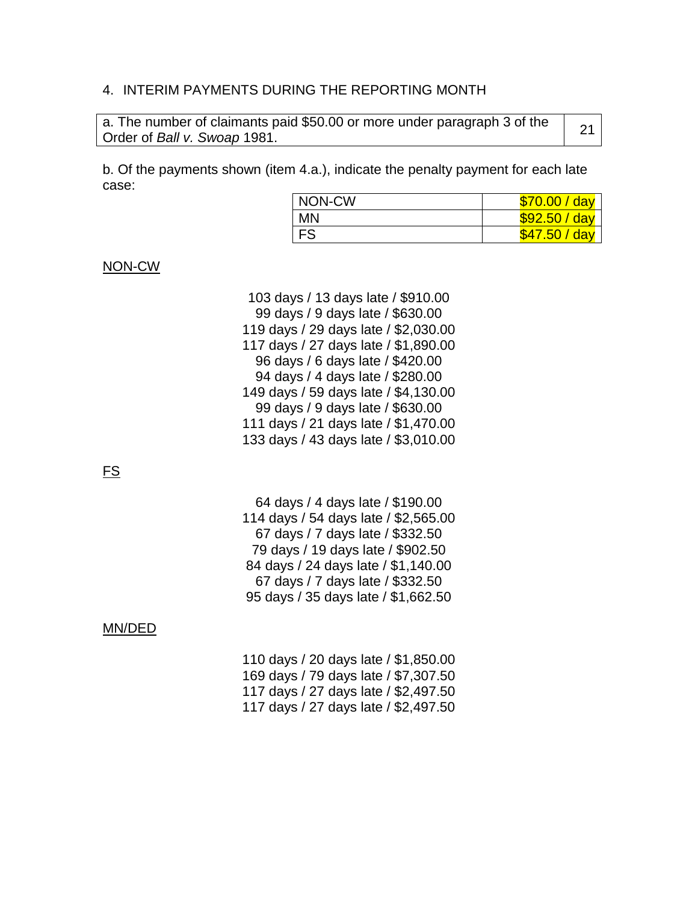4. INTERIM PAYMENTS DURING THE REPORTING MONTH

| | |
|---|---|
| a. The number of claimants paid $50.00 or more under paragraph 3 of the Order of *Ball v. Swoap* 1981. | 21 |

b. Of the payments shown (item 4.a.), indicate the penalty payment for each late case:

| | |
|---|---|
| NON-CW | $70.00 / day |
| MN | $92.50 / day |
| FS | $47.50 / day |

NON-CW

103 days / 13 days late / $910.00
99 days / 9 days late / $630.00
119 days / 29 days late / $2,030.00
117 days / 27 days late / $1,890.00
96 days / 6 days late / $420.00
94 days / 4 days late / $280.00
149 days / 59 days late / $4,130.00
99 days / 9 days late / $630.00
111 days / 21 days late / $1,470.00
133 days / 43 days late / $3,010.00

FS

64 days / 4 days late / $190.00
114 days / 54 days late / $2,565.00
67 days / 7 days late / $332.50
79 days / 19 days late / $902.50
84 days / 24 days late / $1,140.00
67 days / 7 days late / $332.50
95 days / 35 days late / $1,662.50

MN/DED

110 days / 20 days late / $1,850.00
169 days / 79 days late / $7,307.50
117 days / 27 days late / $2,497.50
117 days / 27 days late / $2,497.50